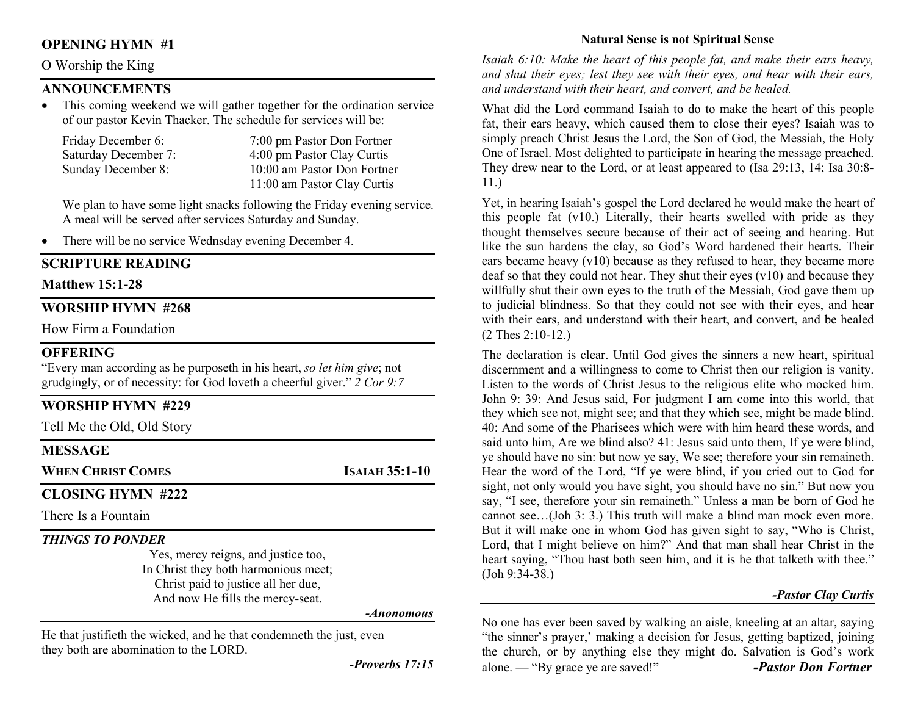## OPENING HYMN #1

O Worship the King

## ANNOUNCEMENTS

- This coming weekend we will gather together for the ordination service of our pastor Kevin Thacker. The schedule for services will be:

| | |
|---|---|
| Friday December 6: | 7:00 pm Pastor Don Fortner |
| Saturday December 7: | 4:00 pm Pastor Clay Curtis |
| Sunday December 8: | 10:00 am Pastor Don Fortner |
| | 11:00 am Pastor Clay Curtis |

We plan to have some light snacks following the Friday evening service. A meal will be served after services Saturday and Sunday.

- There will be no service Wednsday evening December 4.

## SCRIPTURE READING

**Matthew 15:1-28**

## WORSHIP HYMN #268

How Firm a Foundation

## OFFERING

"Every man according as he purposeth in his heart, *so let him give*; not grudgingly, or of necessity: for God loveth a cheerful giver." *2 Cor 9:7*

## WORSHIP HYMN #229

Tell Me the Old, Old Story

## MESSAGE

**WHEN CHRIST COMES** — **ISAIAH 35:1-10**

## CLOSING HYMN #222

There Is a Fountain

### *THINGS TO PONDER*

Yes, mercy reigns, and justice too,
In Christ they both harmonious meet;
Christ paid to justice all her due,
And now He fills the mercy-seat.

***-Anonomous***

He that justifieth the wicked, and he that condemneth the just, even they both are abomination to the LORD.

***-Proverbs 17:15***

## Natural Sense is not Spiritual Sense

*Isaiah 6:10: Make the heart of this people fat, and make their ears heavy, and shut their eyes; lest they see with their eyes, and hear with their ears, and understand with their heart, and convert, and be healed.*

What did the Lord command Isaiah to do to make the heart of this people fat, their ears heavy, which caused them to close their eyes? Isaiah was to simply preach Christ Jesus the Lord, the Son of God, the Messiah, the Holy One of Israel. Most delighted to participate in hearing the message preached. They drew near to the Lord, or at least appeared to (Isa 29:13, 14; Isa 30:8-11.)

Yet, in hearing Isaiah's gospel the Lord declared he would make the heart of this people fat (v10.) Literally, their hearts swelled with pride as they thought themselves secure because of their act of seeing and hearing. But like the sun hardens the clay, so God's Word hardened their hearts. Their ears became heavy (v10) because as they refused to hear, they became more deaf so that they could not hear. They shut their eyes (v10) and because they willfully shut their own eyes to the truth of the Messiah, God gave them up to judicial blindness. So that they could not see with their eyes, and hear with their ears, and understand with their heart, and convert, and be healed (2 Thes 2:10-12.)

The declaration is clear. Until God gives the sinners a new heart, spiritual discernment and a willingness to come to Christ then our religion is vanity. Listen to the words of Christ Jesus to the religious elite who mocked him. John 9: 39: And Jesus said, For judgment I am come into this world, that they which see not, might see; and that they which see, might be made blind. 40: And some of the Pharisees which were with him heard these words, and said unto him, Are we blind also? 41: Jesus said unto them, If ye were blind, ye should have no sin: but now ye say, We see; therefore your sin remaineth. Hear the word of the Lord, "If ye were blind, if you cried out to God for sight, not only would you have sight, you should have no sin." But now you say, "I see, therefore your sin remaineth." Unless a man be born of God he cannot see…(Joh 3: 3.) This truth will make a blind man mock even more. But it will make one in whom God has given sight to say, "Who is Christ, Lord, that I might believe on him?" And that man shall hear Christ in the heart saying, "Thou hast both seen him, and it is he that talketh with thee." (Joh 9:34-38.)

***-Pastor Clay Curtis***

---

No one has ever been saved by walking an aisle, kneeling at an altar, saying "the sinner's prayer,' making a decision for Jesus, getting baptized, joining the church, or by anything else they might do. Salvation is God's work alone. — "By grace ye are saved!" ***-Pastor Don Fortner***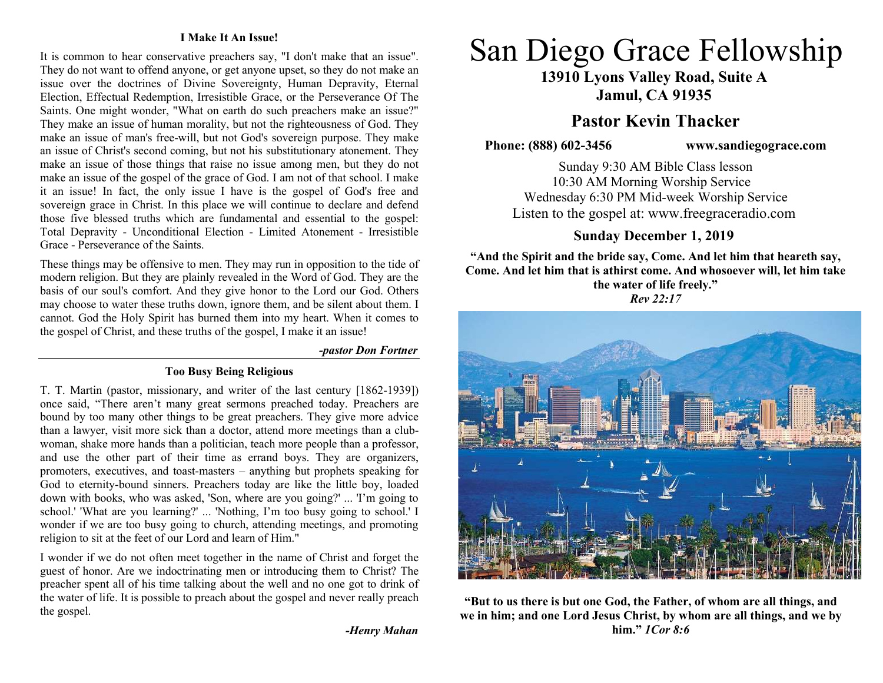### I Make It An Issue!

It is common to hear conservative preachers say, "I don't make that an issue". They do not want to offend anyone, or get anyone upset, so they do not make an issue over the doctrines of Divine Sovereignty, Human Depravity, Eternal Election, Effectual Redemption, Irresistible Grace, or the Perseverance Of The Saints. One might wonder, "What on earth do such preachers make an issue?" They make an issue of human morality, but not the righteousness of God. They make an issue of man's free-will, but not God's sovereign purpose. They make an issue of Christ's second coming, but not his substitutionary atonement. They make an issue of those things that raise no issue among men, but they do not make an issue of the gospel of the grace of God. I am not of that school. I make it an issue! In fact, the only issue I have is the gospel of God's free and sovereign grace in Christ. In this place we will continue to declare and defend those five blessed truths which are fundamental and essential to the gospel: Total Depravity - Unconditional Election - Limited Atonement - Irresistible Grace - Perseverance of the Saints.

These things may be offensive to men. They may run in opposition to the tide of modern religion. But they are plainly revealed in the Word of God. They are the basis of our soul's comfort. And they give honor to the Lord our God. Others may choose to water these truths down, ignore them, and be silent about them. I cannot. God the Holy Spirit has burned them into my heart. When it comes to the gospel of Christ, and these truths of the gospel, I make it an issue!

***-pastor Don Fortner***

---

### Too Busy Being Religious

T. T. Martin (pastor, missionary, and writer of the last century [1862-1939]) once said, "There aren't many great sermons preached today. Preachers are bound by too many other things to be great preachers. They give more advice than a lawyer, visit more sick than a doctor, attend more meetings than a club-woman, shake more hands than a politician, teach more people than a professor, and use the other part of their time as errand boys. They are organizers, promoters, executives, and toast-masters – anything but prophets speaking for God to eternity-bound sinners. Preachers today are like the little boy, loaded down with books, who was asked, 'Son, where are you going?' ... 'I'm going to school.' 'What are you learning?' ... 'Nothing, I'm too busy going to school.' I wonder if we are too busy going to church, attending meetings, and promoting religion to sit at the feet of our Lord and learn of Him."

I wonder if we do not often meet together in the name of Christ and forget the guest of honor. Are we indoctrinating men or introducing them to Christ? The preacher spent all of his time talking about the well and no one got to drink of the water of life. It is possible to preach about the gospel and never really preach the gospel.

***-Henry Mahan***

# San Diego Grace Fellowship

**13910 Lyons Valley Road, Suite A**
**Jamul, CA 91935**

## Pastor Kevin Thacker

**Phone: (888) 602-3456** **www.sandiegograce.com**

Sunday 9:30 AM Bible Class lesson
10:30 AM Morning Worship Service
Wednesday 6:30 PM Mid-week Worship Service
Listen to the gospel at: www.freegraceradio.com

### Sunday December 1, 2019

**"And the Spirit and the bride say, Come. And let him that heareth say, Come. And let him that is athirst come. And whosoever will, let him take the water of life freely."**
***Rev 22:17***

**"But to us there is but one God, the Father, of whom are all things, and we in him; and one Lord Jesus Christ, by whom are all things, and we by him."** ***1Cor 8:6***